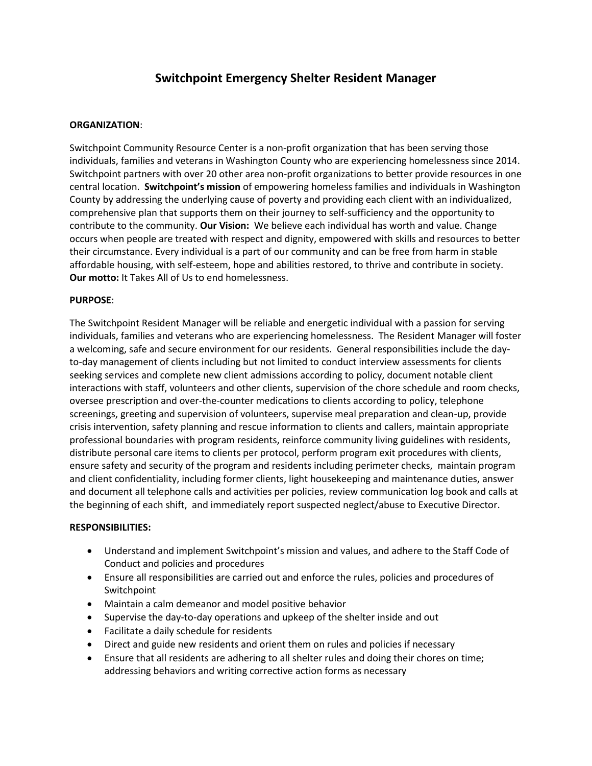# Switchpoint Emergency Shelter Resident Manager

**ORGANIZATION**:

Switchpoint Community Resource Center is a non-profit organization that has been serving those individuals, families and veterans in Washington County who are experiencing homelessness since 2014. Switchpoint partners with over 20 other area non-profit organizations to better provide resources in one central location. **Switchpoint's mission** of empowering homeless families and individuals in Washington County by addressing the underlying cause of poverty and providing each client with an individualized, comprehensive plan that supports them on their journey to self-sufficiency and the opportunity to contribute to the community. **Our Vision:** We believe each individual has worth and value. Change occurs when people are treated with respect and dignity, empowered with skills and resources to better their circumstance. Every individual is a part of our community and can be free from harm in stable affordable housing, with self-esteem, hope and abilities restored, to thrive and contribute in society. **Our motto:** It Takes All of Us to end homelessness.

**PURPOSE**:

The Switchpoint Resident Manager will be reliable and energetic individual with a passion for serving individuals, families and veterans who are experiencing homelessness. The Resident Manager will foster a welcoming, safe and secure environment for our residents. General responsibilities include the day-to-day management of clients including but not limited to conduct interview assessments for clients seeking services and complete new client admissions according to policy, document notable client interactions with staff, volunteers and other clients, supervision of the chore schedule and room checks, oversee prescription and over-the-counter medications to clients according to policy, telephone screenings, greeting and supervision of volunteers, supervise meal preparation and clean-up, provide crisis intervention, safety planning and rescue information to clients and callers, maintain appropriate professional boundaries with program residents, reinforce community living guidelines with residents, distribute personal care items to clients per protocol, perform program exit procedures with clients, ensure safety and security of the program and residents including perimeter checks, maintain program and client confidentiality, including former clients, light housekeeping and maintenance duties, answer and document all telephone calls and activities per policies, review communication log book and calls at the beginning of each shift, and immediately report suspected neglect/abuse to Executive Director.

**RESPONSIBILITIES:**

- Understand and implement Switchpoint's mission and values, and adhere to the Staff Code of Conduct and policies and procedures
- Ensure all responsibilities are carried out and enforce the rules, policies and procedures of Switchpoint
- Maintain a calm demeanor and model positive behavior
- Supervise the day-to-day operations and upkeep of the shelter inside and out
- Facilitate a daily schedule for residents
- Direct and guide new residents and orient them on rules and policies if necessary
- Ensure that all residents are adhering to all shelter rules and doing their chores on time; addressing behaviors and writing corrective action forms as necessary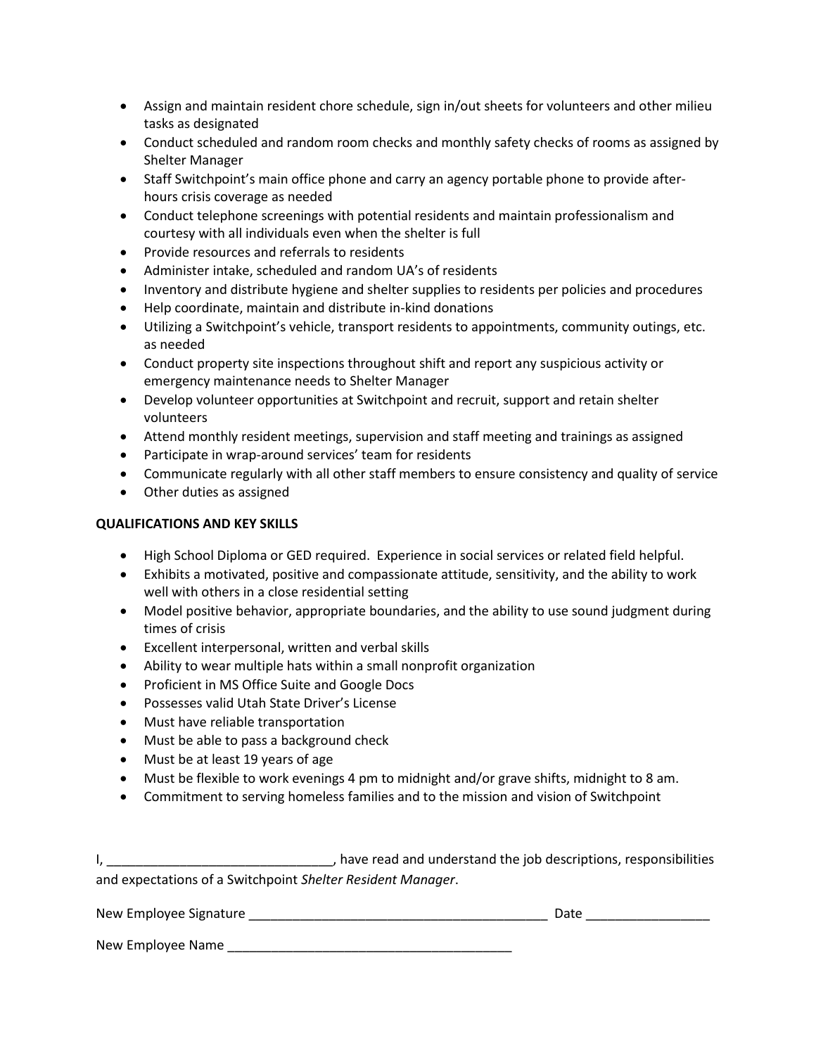- Assign and maintain resident chore schedule, sign in/out sheets for volunteers and other milieu tasks as designated
- Conduct scheduled and random room checks and monthly safety checks of rooms as assigned by Shelter Manager
- Staff Switchpoint's main office phone and carry an agency portable phone to provide after-hours crisis coverage as needed
- Conduct telephone screenings with potential residents and maintain professionalism and courtesy with all individuals even when the shelter is full
- Provide resources and referrals to residents
- Administer intake, scheduled and random UA's of residents
- Inventory and distribute hygiene and shelter supplies to residents per policies and procedures
- Help coordinate, maintain and distribute in-kind donations
- Utilizing a Switchpoint's vehicle, transport residents to appointments, community outings, etc. as needed
- Conduct property site inspections throughout shift and report any suspicious activity or emergency maintenance needs to Shelter Manager
- Develop volunteer opportunities at Switchpoint and recruit, support and retain shelter volunteers
- Attend monthly resident meetings, supervision and staff meeting and trainings as assigned
- Participate in wrap-around services' team for residents
- Communicate regularly with all other staff members to ensure consistency and quality of service
- Other duties as assigned

**QUALIFICATIONS AND KEY SKILLS**

- High School Diploma or GED required. Experience in social services or related field helpful.
- Exhibits a motivated, positive and compassionate attitude, sensitivity, and the ability to work well with others in a close residential setting
- Model positive behavior, appropriate boundaries, and the ability to use sound judgment during times of crisis
- Excellent interpersonal, written and verbal skills
- Ability to wear multiple hats within a small nonprofit organization
- Proficient in MS Office Suite and Google Docs
- Possesses valid Utah State Driver's License
- Must have reliable transportation
- Must be able to pass a background check
- Must be at least 19 years of age
- Must be flexible to work evenings 4 pm to midnight and/or grave shifts, midnight to 8 am.
- Commitment to serving homeless families and to the mission and vision of Switchpoint

I, _______________________________, have read and understand the job descriptions, responsibilities and expectations of a Switchpoint *Shelter Resident Manager*.

New Employee Signature __________________________________________ Date _________________

New Employee Name ________________________________________